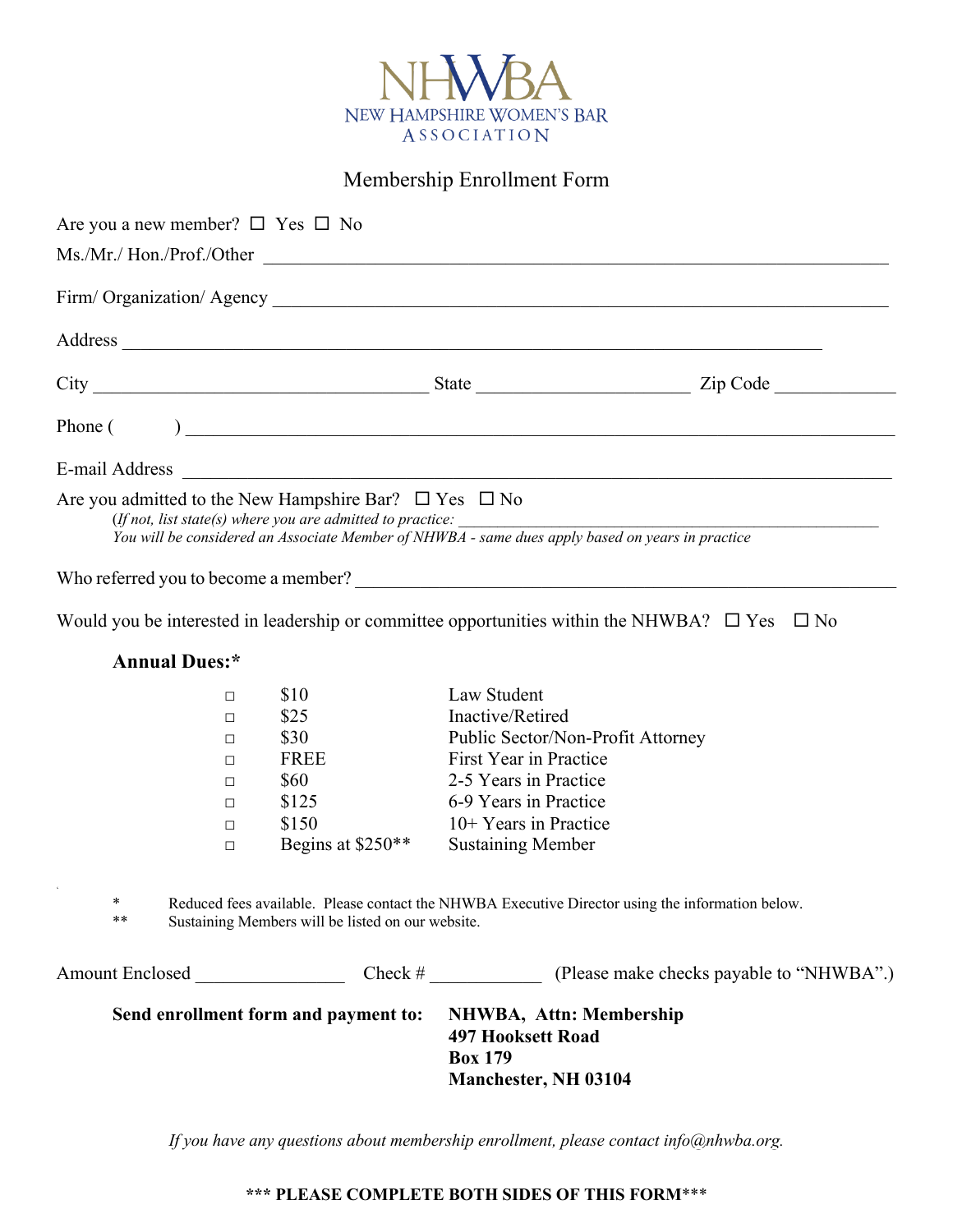# NHWBA

## NEW HAMPSHIRE WOMEN'S BAR ASSOCIATION

### Membership Enrollment Form

Are you a new member? ☐ Yes ☐ No

Ms./Mr./ Hon./Prof./Other \_\_\_\_\_\_\_\_\_\_\_\_\_\_\_\_\_\_\_\_\_\_\_\_\_\_\_\_\_\_\_\_\_\_\_\_\_\_\_\_

Firm/ Organization/ Agency \_\_\_\_\_\_\_\_\_\_\_\_\_\_\_\_\_\_\_\_\_\_\_\_\_\_\_\_\_\_\_\_\_\_\_\_\_\_\_\_

Address \_\_\_\_\_\_\_\_\_\_\_\_\_\_\_\_\_\_\_\_\_\_\_\_\_\_\_\_\_\_\_\_\_\_\_\_\_\_\_\_\_\_\_\_\_\_\_\_

City \_\_\_\_\_\_\_\_\_\_\_\_\_\_\_\_\_\_\_\_ State \_\_\_\_\_\_\_\_\_\_\_\_\_\_ Zip Code \_\_\_\_\_\_\_\_

Phone (        ) \_\_\_\_\_\_\_\_\_\_\_\_\_\_\_\_\_\_\_\_\_\_\_\_\_\_\_\_\_\_\_\_\_\_\_\_\_\_\_\_\_\_\_\_\_\_\_\_

E-mail Address \_\_\_\_\_\_\_\_\_\_\_\_\_\_\_\_\_\_\_\_\_\_\_\_\_\_\_\_\_\_\_\_\_\_\_\_\_\_\_\_\_\_\_\_\_\_

Are you admitted to the New Hampshire Bar? ☐ Yes ☐ No

(*If not, list state(s) where you are admitted to practice:* \_\_\_\_\_\_\_\_\_\_\_\_\_\_\_\_\_\_\_\_\_\_\_\_\_\_\_\_\_\_\_\_

*You will be considered an Associate Member of NHWBA - same dues apply based on years in practice*

Who referred you to become a member? \_\_\_\_\_\_\_\_\_\_\_\_\_\_\_\_\_\_\_\_\_\_\_\_\_\_\_\_\_\_\_\_\_\_\_\_\_\_

Would you be interested in leadership or committee opportunities within the NHWBA? ☐ Yes ☐ No

**Annual Dues:***

| | | |
|---|---|---|
| ☐ | $10 | Law Student |
| ☐ | $25 | Inactive/Retired |
| ☐ | $30 | Public Sector/Non-Profit Attorney |
| ☐ | FREE | First Year in Practice |
| ☐ | $60 | 2-5 Years in Practice |
| ☐ | $125 | 6-9 Years in Practice |
| ☐ | $150 | 10+ Years in Practice |
| ☐ | Begins at $250** | Sustaining Member |

\* Reduced fees available. Please contact the NHWBA Executive Director using the information below.

\*\* Sustaining Members will be listed on our website.

Amount Enclosed \_\_\_\_\_\_\_\_\_\_\_\_\_\_ Check # \_\_\_\_\_\_\_\_\_\_\_ (Please make checks payable to "NHWBA".)

**Send enrollment form and payment to:**

**NHWBA, Attn: Membership**
**497 Hooksett Road**
**Box 179**
**Manchester, NH 03104**

*If you have any questions about membership enrollment, please contact info@nhwba.org.*

**\*\*\* PLEASE COMPLETE BOTH SIDES OF THIS FORM\*\*\***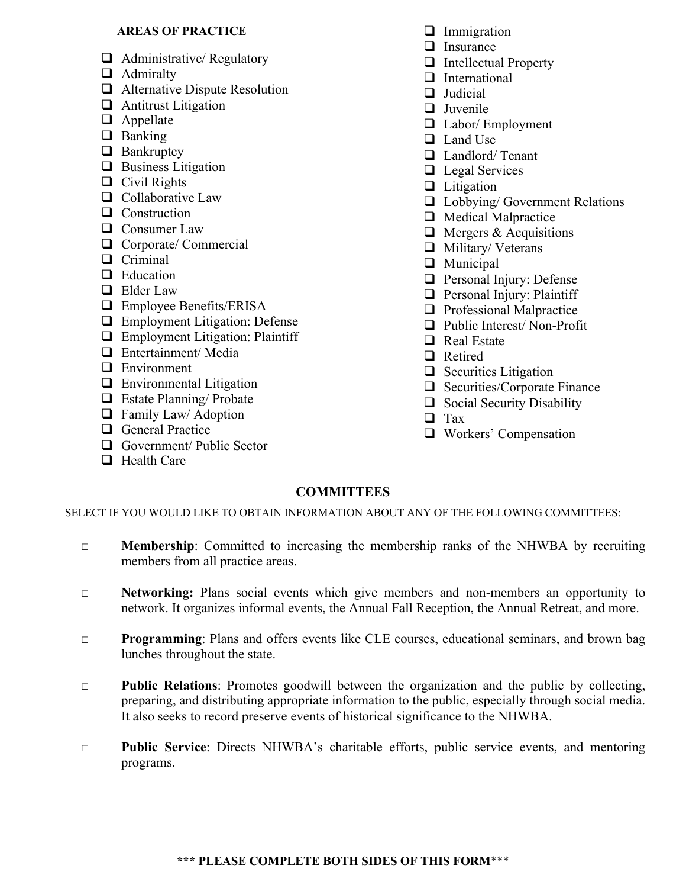**AREAS OF PRACTICE**

- ❑ Administrative/ Regulatory
- ❑ Admiralty
- ❑ Alternative Dispute Resolution
- ❑ Antitrust Litigation
- ❑ Appellate
- ❑ Banking
- ❑ Bankruptcy
- ❑ Business Litigation
- ❑ Civil Rights
- ❑ Collaborative Law
- ❑ Construction
- ❑ Consumer Law
- ❑ Corporate/ Commercial
- ❑ Criminal
- ❑ Education
- ❑ Elder Law
- ❑ Employee Benefits/ERISA
- ❑ Employment Litigation: Defense
- ❑ Employment Litigation: Plaintiff
- ❑ Entertainment/ Media
- ❑ Environment
- ❑ Environmental Litigation
- ❑ Estate Planning/ Probate
- ❑ Family Law/ Adoption
- ❑ General Practice
- ❑ Government/ Public Sector
- ❑ Health Care
- ❑ Immigration
- ❑ Insurance
- ❑ Intellectual Property
- ❑ International
- ❑ Judicial
- ❑ Juvenile
- ❑ Labor/ Employment
- ❑ Land Use
- ❑ Landlord/ Tenant
- ❑ Legal Services
- ❑ Litigation
- ❑ Lobbying/ Government Relations
- ❑ Medical Malpractice
- ❑ Mergers & Acquisitions
- ❑ Military/ Veterans
- ❑ Municipal
- ❑ Personal Injury: Defense
- ❑ Personal Injury: Plaintiff
- ❑ Professional Malpractice
- ❑ Public Interest/ Non-Profit
- ❑ Real Estate
- ❑ Retired
- ❑ Securities Litigation
- ❑ Securities/Corporate Finance
- ❑ Social Security Disability
- ❑ Tax
- ❑ Workers' Compensation

## COMMITTEES

SELECT IF YOU WOULD LIKE TO OBTAIN INFORMATION ABOUT ANY OF THE FOLLOWING COMMITTEES:

□ **Membership**: Committed to increasing the membership ranks of the NHWBA by recruiting members from all practice areas.

□ **Networking:** Plans social events which give members and non-members an opportunity to network. It organizes informal events, the Annual Fall Reception, the Annual Retreat, and more.

□ **Programming**: Plans and offers events like CLE courses, educational seminars, and brown bag lunches throughout the state.

□ **Public Relations**: Promotes goodwill between the organization and the public by collecting, preparing, and distributing appropriate information to the public, especially through social media. It also seeks to record preserve events of historical significance to the NHWBA.

□ **Public Service**: Directs NHWBA's charitable efforts, public service events, and mentoring programs.

**\*\*\* PLEASE COMPLETE BOTH SIDES OF THIS FORM**\*\*\*